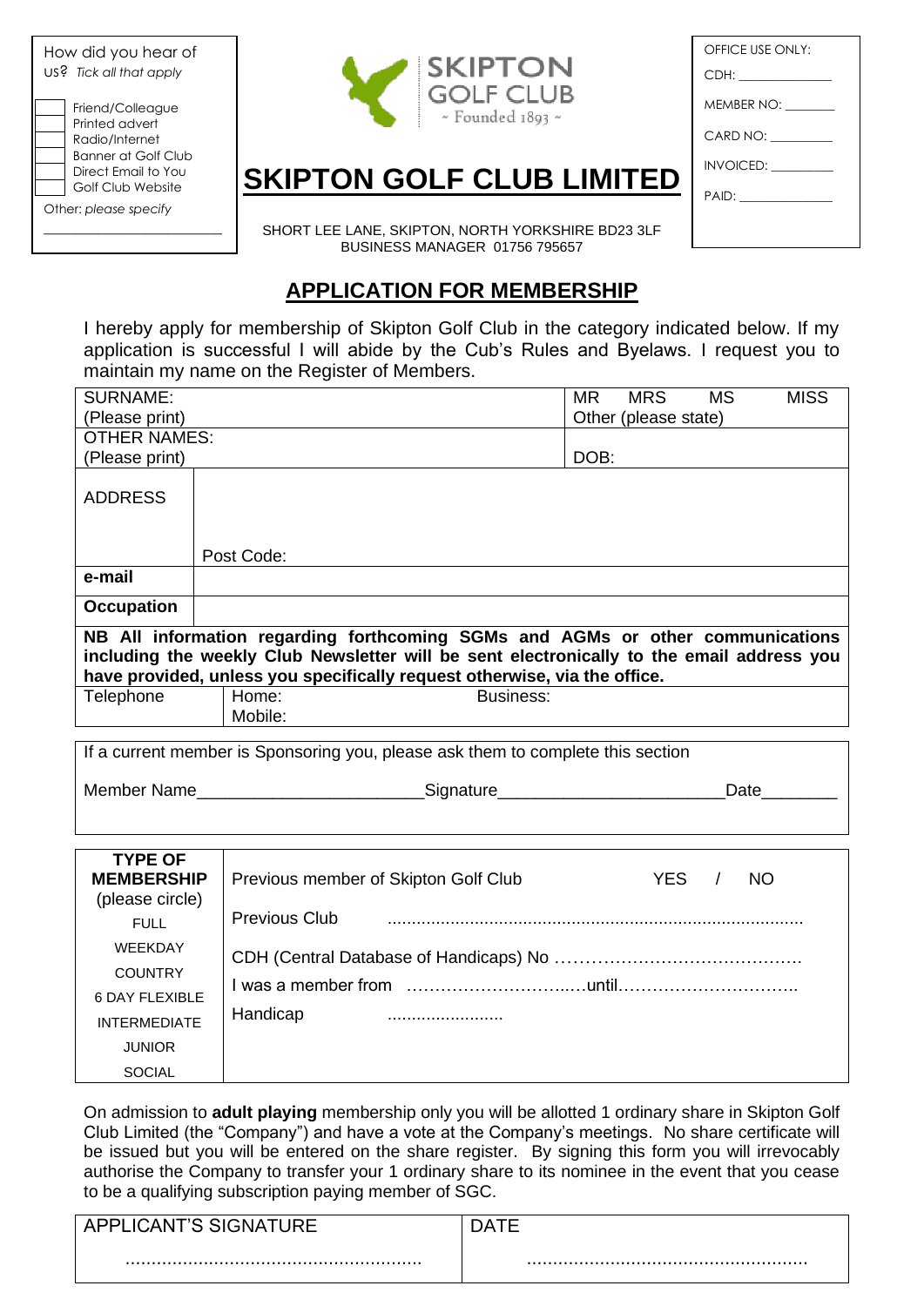| How did you hear of us? *Tick all that apply* |
|---|
| ☐ Friend/Colleague |
| ☐ Printed advert |
| ☐ Radio/Internet |
| ☐ Banner at Golf Club |
| ☐ Direct Email to You |
| ☐ Golf Club Website |
| Other: *please specify* _______________ |

SKIPTON GOLF CLUB
~ Founded 1893 ~

| OFFICE USE ONLY: |
|---|
| CDH: __________ |
| MEMBER NO: ______ |
| CARD NO: ________ |
| INVOICED: ________ |
| PAID: __________ |

# SKIPTON GOLF CLUB LIMITED

SHORT LEE LANE, SKIPTON, NORTH YORKSHIRE BD23 3LF
BUSINESS MANAGER 01756 795657

## APPLICATION FOR MEMBERSHIP

I hereby apply for membership of Skipton Golf Club in the category indicated below. If my application is successful I will abide by the Cub's Rules and Byelaws. I request you to maintain my name on the Register of Members.

| SURNAME: (Please print) | | MR MRS MS MISS Other (please state) |
|---|---|---|
| OTHER NAMES: (Please print) | | DOB: |
| ADDRESS | Post Code: | |
| **e-mail** | | |
| **Occupation** | | |
| **NB All information regarding forthcoming SGMs and AGMs or other communications including the weekly Club Newsletter will be sent electronically to the email address you have provided, unless you specifically request otherwise, via the office.** | | |
| Telephone | Home: Mobile: | Business: |

If a current member is Sponsoring you, please ask them to complete this section

Member Name_______________________Signature_______________________Date________

| TYPE OF MEMBERSHIP (please circle) | |
|---|---|
| FULL | Previous member of Skipton Golf Club YES / NO |
| WEEKDAY | Previous Club ........................................ |
| COUNTRY | CDH (Central Database of Handicaps) No …………………………………… |
| 6 DAY FLEXIBLE | I was a member from ……………………..…until………………………….. |
| INTERMEDIATE | Handicap ........................ |
| JUNIOR | |
| SOCIAL | |

On admission to **adult playing** membership only you will be allotted 1 ordinary share in Skipton Golf Club Limited (the "Company") and have a vote at the Company's meetings. No share certificate will be issued but you will be entered on the share register. By signing this form you will irrevocably authorise the Company to transfer your 1 ordinary share to its nominee in the event that you cease to be a qualifying subscription paying member of SGC.

| APPLICANT'S SIGNATURE | DATE |
|---|---|
| ........................................................ | ..................................................... |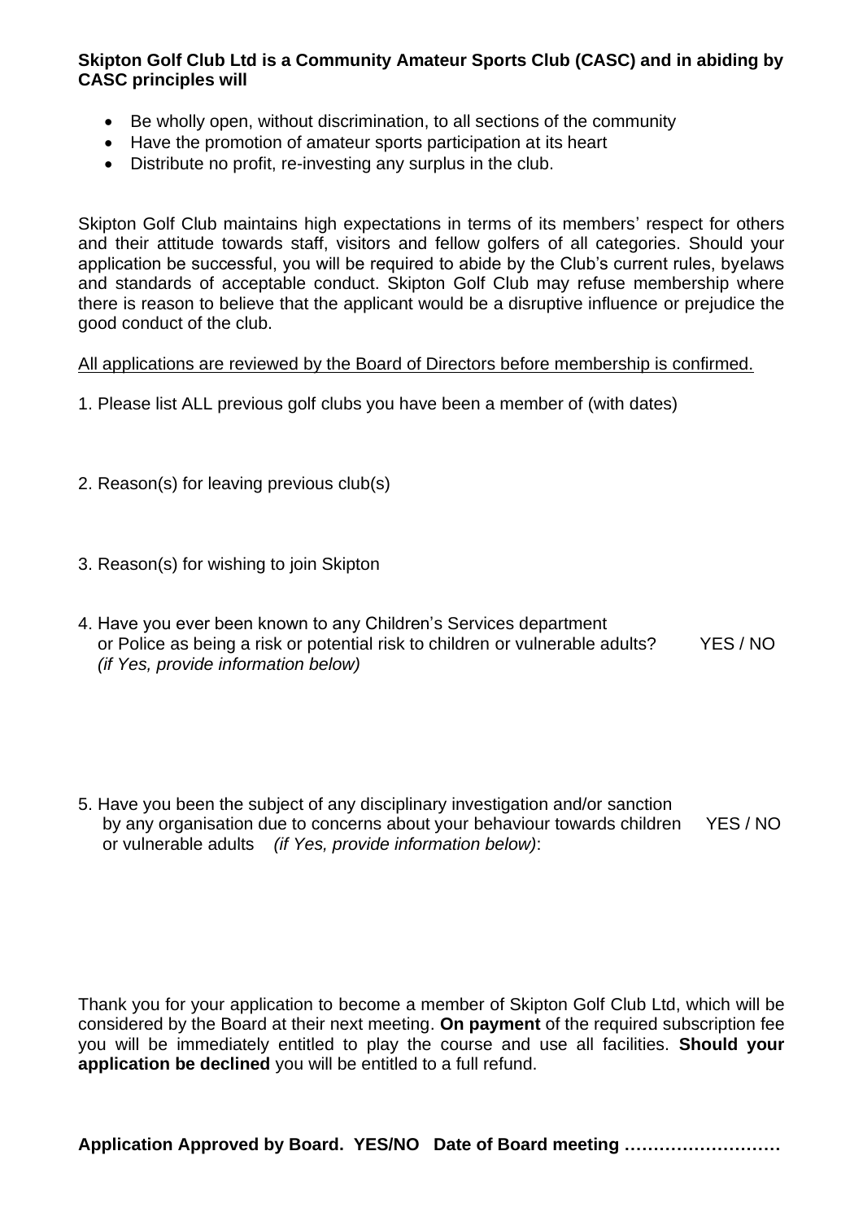**Skipton Golf Club Ltd is a Community Amateur Sports Club (CASC) and in abiding by CASC principles will**

- Be wholly open, without discrimination, to all sections of the community
- Have the promotion of amateur sports participation at its heart
- Distribute no profit, re-investing any surplus in the club.

Skipton Golf Club maintains high expectations in terms of its members' respect for others and their attitude towards staff, visitors and fellow golfers of all categories. Should your application be successful, you will be required to abide by the Club's current rules, byelaws and standards of acceptable conduct. Skipton Golf Club may refuse membership where there is reason to believe that the applicant would be a disruptive influence or prejudice the good conduct of the club.

<u>All applications are reviewed by the Board of Directors before membership is confirmed.</u>

1. Please list ALL previous golf clubs you have been a member of (with dates)

2. Reason(s) for leaving previous club(s)

3. Reason(s) for wishing to join Skipton

4. Have you ever been known to any Children's Services department or Police as being a risk or potential risk to children or vulnerable adults? YES / NO
   *(if Yes, provide information below)*

5. Have you been the subject of any disciplinary investigation and/or sanction by any organisation due to concerns about your behaviour towards children or vulnerable adults *(if Yes, provide information below)*: YES / NO

Thank you for your application to become a member of Skipton Golf Club Ltd, which will be considered by the Board at their next meeting. **On payment** of the required subscription fee you will be immediately entitled to play the course and use all facilities. **Should your application be declined** you will be entitled to a full refund.

**Application Approved by Board. YES/NO Date of Board meeting ………………………**